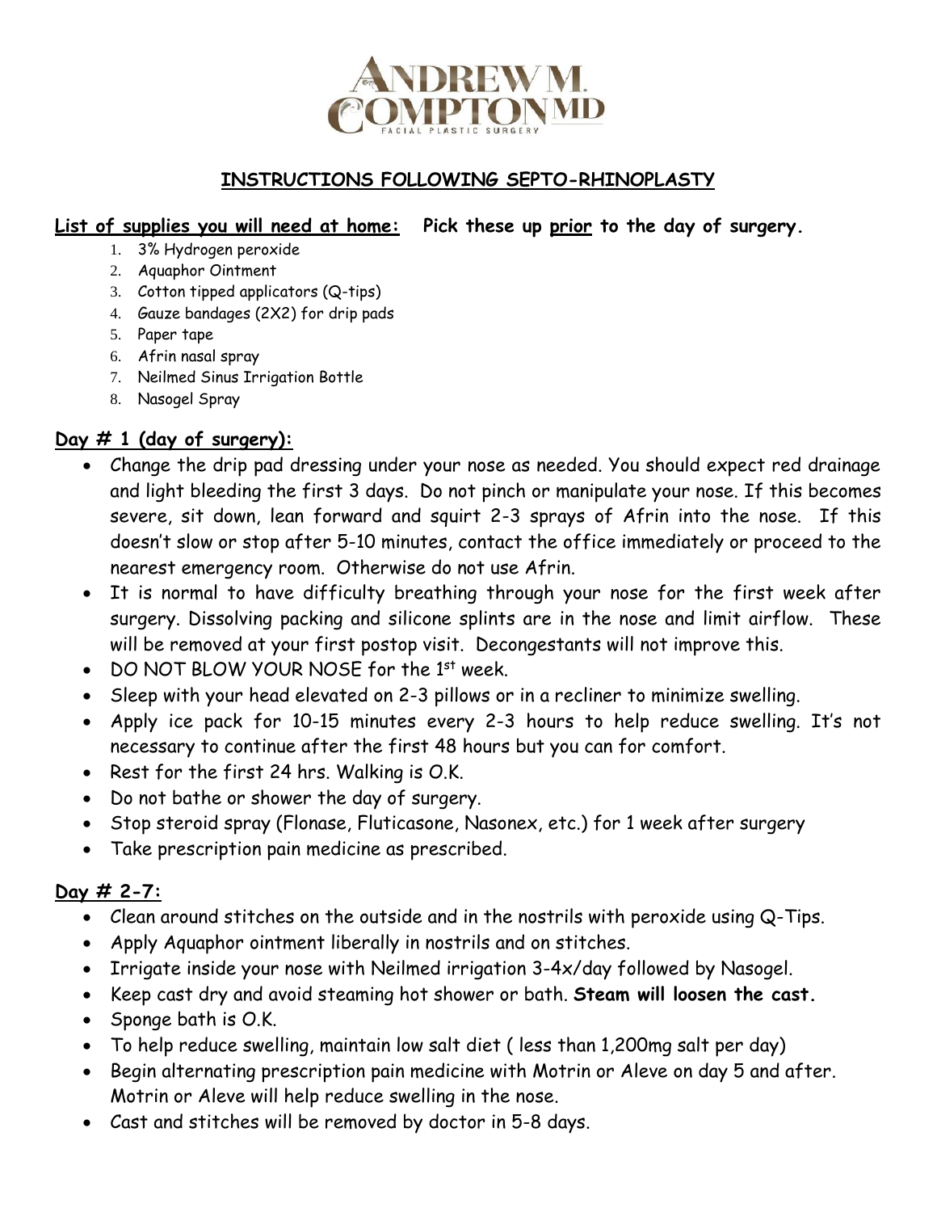# ANDREW M. COMPTON MD

FACIAL PLASTIC SURGERY

## INSTRUCTIONS FOLLOWING SEPTO-RHINOPLASTY

**List of supplies you will need at home:** **Pick these up prior to the day of surgery.**

1. 3% Hydrogen peroxide
2. Aquaphor Ointment
3. Cotton tipped applicators (Q-tips)
4. Gauze bandages (2X2) for drip pads
5. Paper tape
6. Afrin nasal spray
7. Neilmed Sinus Irrigation Bottle
8. Nasogel Spray

### Day # 1 (day of surgery):

- Change the drip pad dressing under your nose as needed. You should expect red drainage and light bleeding the first 3 days. Do not pinch or manipulate your nose. If this becomes severe, sit down, lean forward and squirt 2-3 sprays of Afrin into the nose. If this doesn't slow or stop after 5-10 minutes, contact the office immediately or proceed to the nearest emergency room. Otherwise do not use Afrin.
- It is normal to have difficulty breathing through your nose for the first week after surgery. Dissolving packing and silicone splints are in the nose and limit airflow. These will be removed at your first postop visit. Decongestants will not improve this.
- DO NOT BLOW YOUR NOSE for the 1st week.
- Sleep with your head elevated on 2-3 pillows or in a recliner to minimize swelling.
- Apply ice pack for 10-15 minutes every 2-3 hours to help reduce swelling. It's not necessary to continue after the first 48 hours but you can for comfort.
- Rest for the first 24 hrs. Walking is O.K.
- Do not bathe or shower the day of surgery.
- Stop steroid spray (Flonase, Fluticasone, Nasonex, etc.) for 1 week after surgery
- Take prescription pain medicine as prescribed.

### Day # 2-7:

- Clean around stitches on the outside and in the nostrils with peroxide using Q-Tips.
- Apply Aquaphor ointment liberally in nostrils and on stitches.
- Irrigate inside your nose with Neilmed irrigation 3-4x/day followed by Nasogel.
- Keep cast dry and avoid steaming hot shower or bath. **Steam will loosen the cast.**
- Sponge bath is O.K.
- To help reduce swelling, maintain low salt diet ( less than 1,200mg salt per day)
- Begin alternating prescription pain medicine with Motrin or Aleve on day 5 and after. Motrin or Aleve will help reduce swelling in the nose.
- Cast and stitches will be removed by doctor in 5-8 days.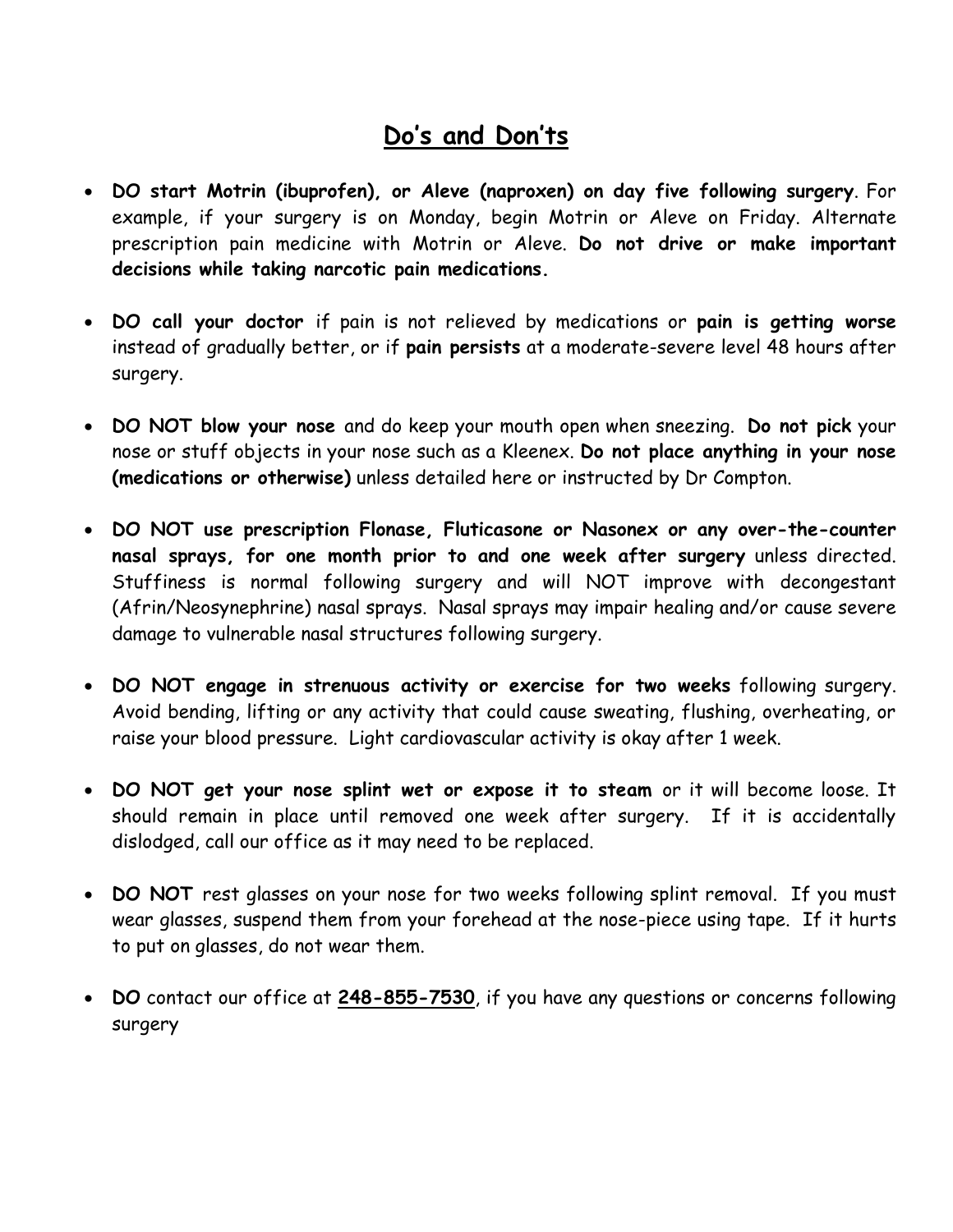## Do's and Don'ts

- **DO start Motrin (ibuprofen), or Aleve (naproxen) on day five following surgery**. For example, if your surgery is on Monday, begin Motrin or Aleve on Friday. Alternate prescription pain medicine with Motrin or Aleve. **Do not drive or make important decisions while taking narcotic pain medications.**

- **DO call your doctor** if pain is not relieved by medications or **pain is getting worse** instead of gradually better, or if **pain persists** at a moderate-severe level 48 hours after surgery.

- **DO NOT blow your nose** and do keep your mouth open when sneezing. **Do not pick** your nose or stuff objects in your nose such as a Kleenex. **Do not place anything in your nose (medications or otherwise)** unless detailed here or instructed by Dr Compton.

- **DO NOT use prescription Flonase, Fluticasone or Nasonex or any over-the-counter nasal sprays, for one month prior to and one week after surgery** unless directed. Stuffiness is normal following surgery and will NOT improve with decongestant (Afrin/Neosynephrine) nasal sprays. Nasal sprays may impair healing and/or cause severe damage to vulnerable nasal structures following surgery.

- **DO NOT engage in strenuous activity or exercise for two weeks** following surgery. Avoid bending, lifting or any activity that could cause sweating, flushing, overheating, or raise your blood pressure. Light cardiovascular activity is okay after 1 week.

- **DO NOT get your nose splint wet or expose it to steam** or it will become loose. It should remain in place until removed one week after surgery. If it is accidentally dislodged, call our office as it may need to be replaced.

- **DO NOT** rest glasses on your nose for two weeks following splint removal. If you must wear glasses, suspend them from your forehead at the nose-piece using tape. If it hurts to put on glasses, do not wear them.

- **DO** contact our office at **248-855-7530**, if you have any questions or concerns following surgery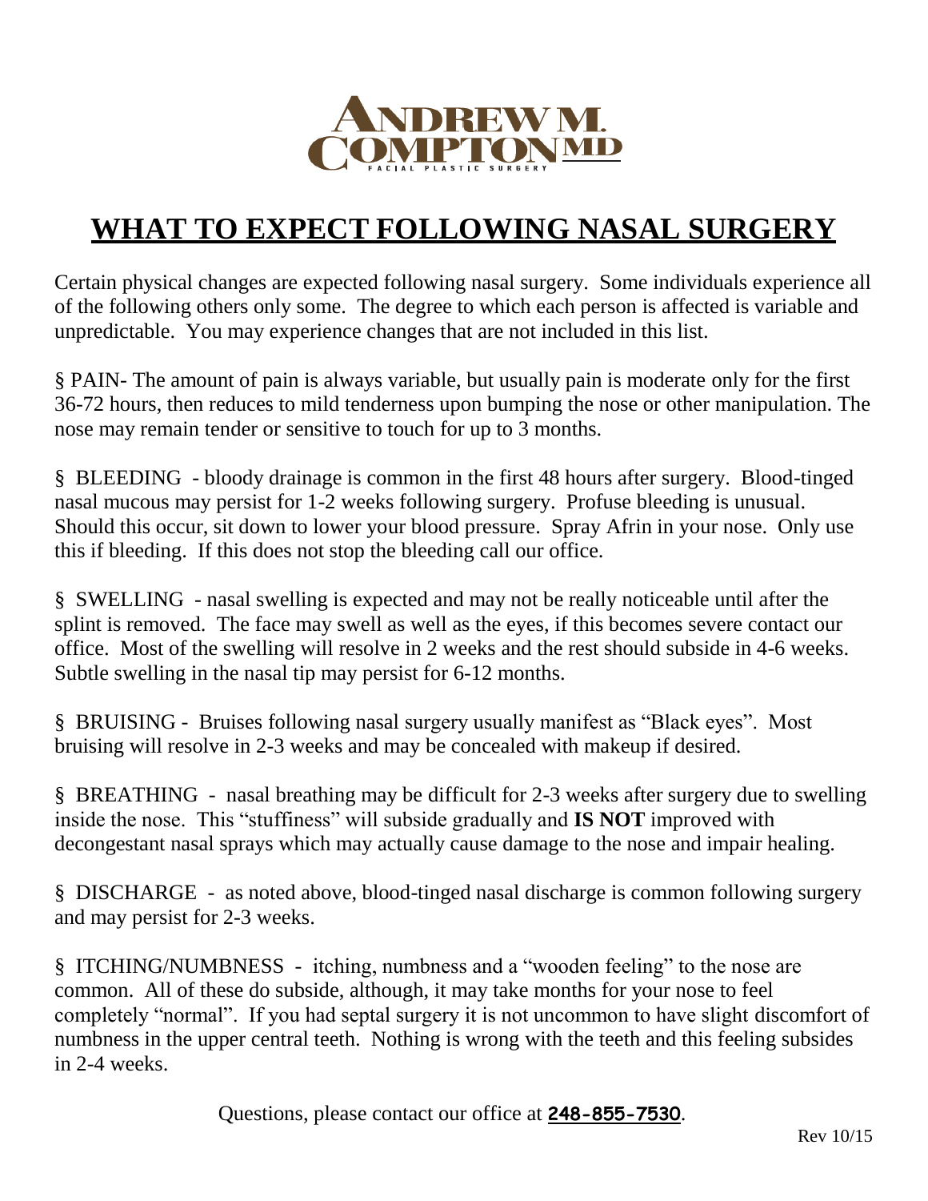ANDREW M. COMPTON MD
FACIAL PLASTIC SURGERY

# WHAT TO EXPECT FOLLOWING NASAL SURGERY

Certain physical changes are expected following nasal surgery. Some individuals experience all of the following others only some. The degree to which each person is affected is variable and unpredictable. You may experience changes that are not included in this list.

§ PAIN- The amount of pain is always variable, but usually pain is moderate only for the first 36-72 hours, then reduces to mild tenderness upon bumping the nose or other manipulation. The nose may remain tender or sensitive to touch for up to 3 months.

§ BLEEDING - bloody drainage is common in the first 48 hours after surgery. Blood-tinged nasal mucous may persist for 1-2 weeks following surgery. Profuse bleeding is unusual. Should this occur, sit down to lower your blood pressure. Spray Afrin in your nose. Only use this if bleeding. If this does not stop the bleeding call our office.

§ SWELLING - nasal swelling is expected and may not be really noticeable until after the splint is removed. The face may swell as well as the eyes, if this becomes severe contact our office. Most of the swelling will resolve in 2 weeks and the rest should subside in 4-6 weeks. Subtle swelling in the nasal tip may persist for 6-12 months.

§ BRUISING - Bruises following nasal surgery usually manifest as "Black eyes". Most bruising will resolve in 2-3 weeks and may be concealed with makeup if desired.

§ BREATHING - nasal breathing may be difficult for 2-3 weeks after surgery due to swelling inside the nose. This "stuffiness" will subside gradually and **IS NOT** improved with decongestant nasal sprays which may actually cause damage to the nose and impair healing.

§ DISCHARGE - as noted above, blood-tinged nasal discharge is common following surgery and may persist for 2-3 weeks.

§ ITCHING/NUMBNESS - itching, numbness and a "wooden feeling" to the nose are common. All of these do subside, although, it may take months for your nose to feel completely "normal". If you had septal surgery it is not uncommon to have slight discomfort of numbness in the upper central teeth. Nothing is wrong with the teeth and this feeling subsides in 2-4 weeks.

Questions, please contact our office at **248-855-7530**.

Rev 10/15